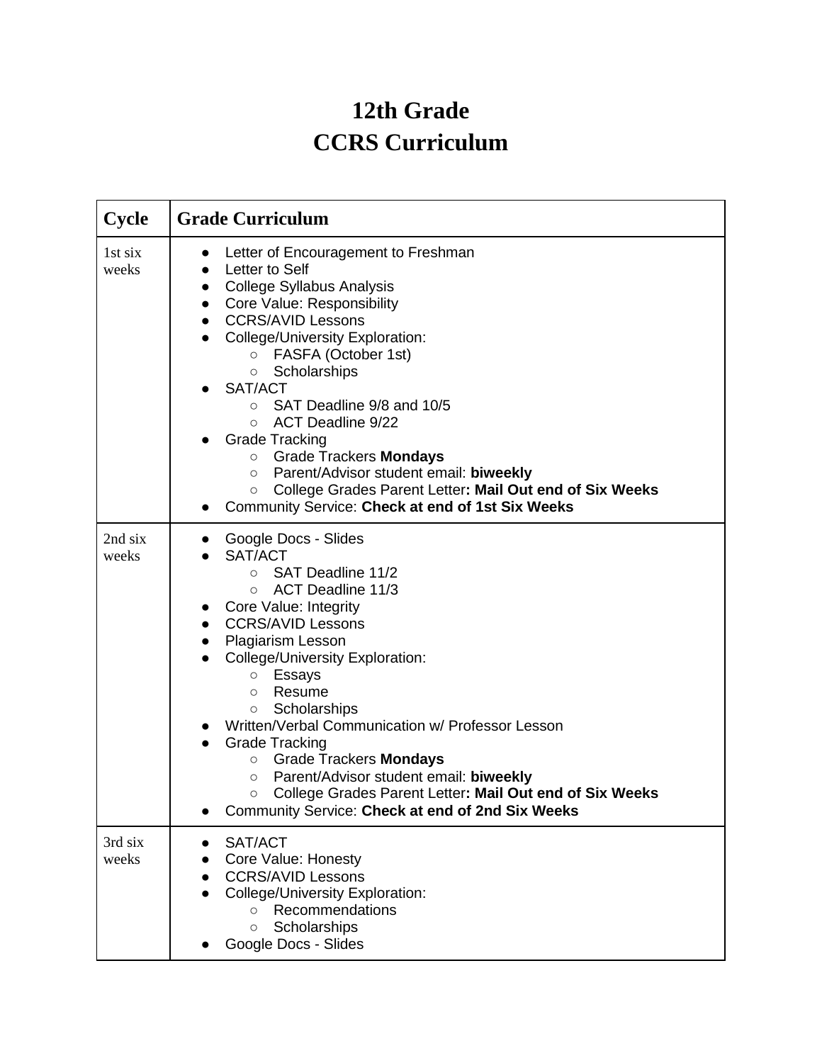# 12th Grade
# CCRS Curriculum

| Cycle | Grade Curriculum |
|---|---|
| 1st six weeks | • Letter of Encouragement to Freshman<br>• Letter to Self<br>• College Syllabus Analysis<br>• Core Value: Responsibility<br>• CCRS/AVID Lessons<br>• College/University Exploration:<br>  ○ FASFA (October 1st)<br>  ○ Scholarships<br>• SAT/ACT<br>  ○ SAT Deadline 9/8 and 10/5<br>  ○ ACT Deadline 9/22<br>• Grade Tracking<br>  ○ Grade Trackers **Mondays**<br>  ○ Parent/Advisor student email: **biweekly**<br>  ○ College Grades Parent Letter**: Mail Out end of Six Weeks**<br>• Community Service: **Check at end of 1st Six Weeks** |
| 2nd six weeks | • Google Docs - Slides<br>• SAT/ACT<br>  ○ SAT Deadline 11/2<br>  ○ ACT Deadline 11/3<br>• Core Value: Integrity<br>• CCRS/AVID Lessons<br>• Plagiarism Lesson<br>• College/University Exploration:<br>  ○ Essays<br>  ○ Resume<br>  ○ Scholarships<br>• Written/Verbal Communication w/ Professor Lesson<br>• Grade Tracking<br>  ○ Grade Trackers **Mondays**<br>  ○ Parent/Advisor student email: **biweekly**<br>  ○ College Grades Parent Letter**: Mail Out end of Six Weeks**<br>• Community Service: **Check at end of 2nd Six Weeks** |
| 3rd six weeks | • SAT/ACT<br>• Core Value: Honesty<br>• CCRS/AVID Lessons<br>• College/University Exploration:<br>  ○ Recommendations<br>  ○ Scholarships<br>• Google Docs - Slides |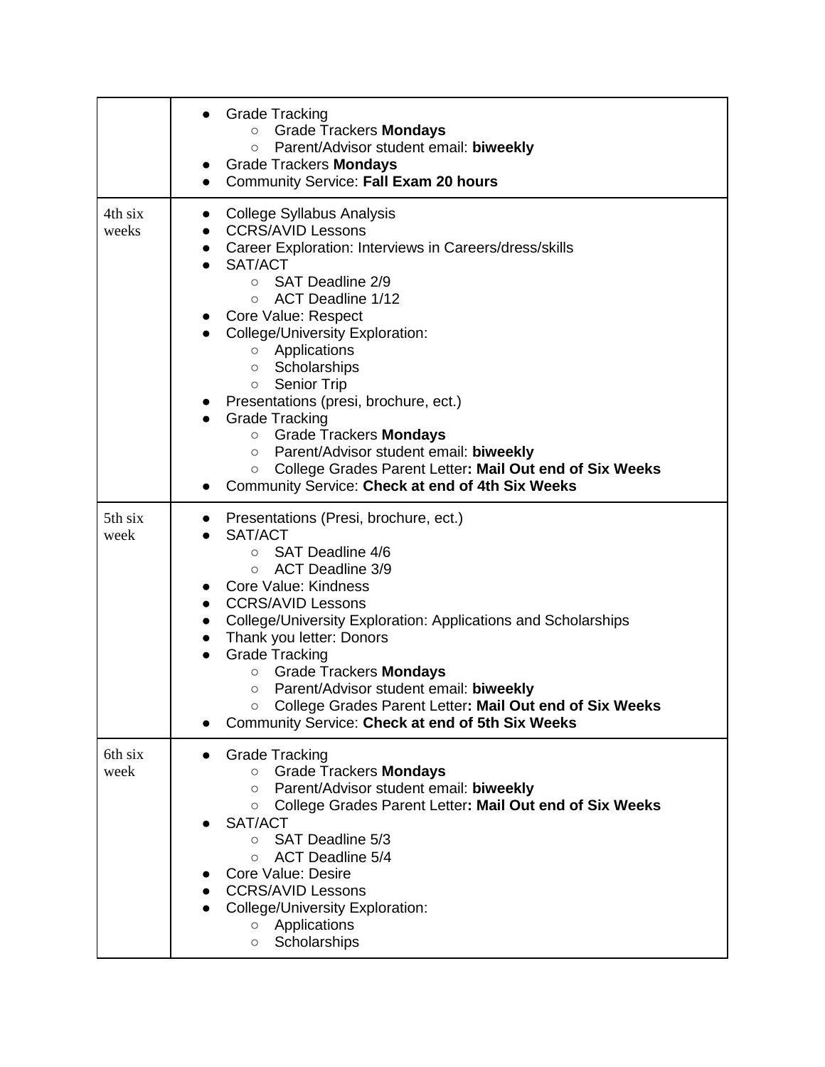| | |
|---|---|
| | • Grade Tracking<br>&nbsp;&nbsp;&nbsp;○ Grade Trackers **Mondays**<br>&nbsp;&nbsp;&nbsp;○ Parent/Advisor student email: **biweekly**<br>• Grade Trackers **Mondays**<br>• Community Service: **Fall Exam 20 hours** |
| 4th six weeks | • College Syllabus Analysis<br>• CCRS/AVID Lessons<br>• Career Exploration: Interviews in Careers/dress/skills<br>• SAT/ACT<br>&nbsp;&nbsp;&nbsp;○ SAT Deadline 2/9<br>&nbsp;&nbsp;&nbsp;○ ACT Deadline 1/12<br>• Core Value: Respect<br>• College/University Exploration:<br>&nbsp;&nbsp;&nbsp;○ Applications<br>&nbsp;&nbsp;&nbsp;○ Scholarships<br>&nbsp;&nbsp;&nbsp;○ Senior Trip<br>• Presentations (presi, brochure, ect.)<br>• Grade Tracking<br>&nbsp;&nbsp;&nbsp;○ Grade Trackers **Mondays**<br>&nbsp;&nbsp;&nbsp;○ Parent/Advisor student email: **biweekly**<br>&nbsp;&nbsp;&nbsp;○ College Grades Parent Letter**: Mail Out end of Six Weeks**<br>• Community Service: **Check at end of 4th Six Weeks** |
| 5th six week | • Presentations (Presi, brochure, ect.)<br>• SAT/ACT<br>&nbsp;&nbsp;&nbsp;○ SAT Deadline 4/6<br>&nbsp;&nbsp;&nbsp;○ ACT Deadline 3/9<br>• Core Value: Kindness<br>• CCRS/AVID Lessons<br>• College/University Exploration: Applications and Scholarships<br>• Thank you letter: Donors<br>• Grade Tracking<br>&nbsp;&nbsp;&nbsp;○ Grade Trackers **Mondays**<br>&nbsp;&nbsp;&nbsp;○ Parent/Advisor student email: **biweekly**<br>&nbsp;&nbsp;&nbsp;○ College Grades Parent Letter**: Mail Out end of Six Weeks**<br>• Community Service: **Check at end of 5th Six Weeks** |
| 6th six week | • Grade Tracking<br>&nbsp;&nbsp;&nbsp;○ Grade Trackers **Mondays**<br>&nbsp;&nbsp;&nbsp;○ Parent/Advisor student email: **biweekly**<br>&nbsp;&nbsp;&nbsp;○ College Grades Parent Letter**: Mail Out end of Six Weeks**<br>• SAT/ACT<br>&nbsp;&nbsp;&nbsp;○ SAT Deadline 5/3<br>&nbsp;&nbsp;&nbsp;○ ACT Deadline 5/4<br>• Core Value: Desire<br>• CCRS/AVID Lessons<br>• College/University Exploration:<br>&nbsp;&nbsp;&nbsp;○ Applications<br>&nbsp;&nbsp;&nbsp;○ Scholarships |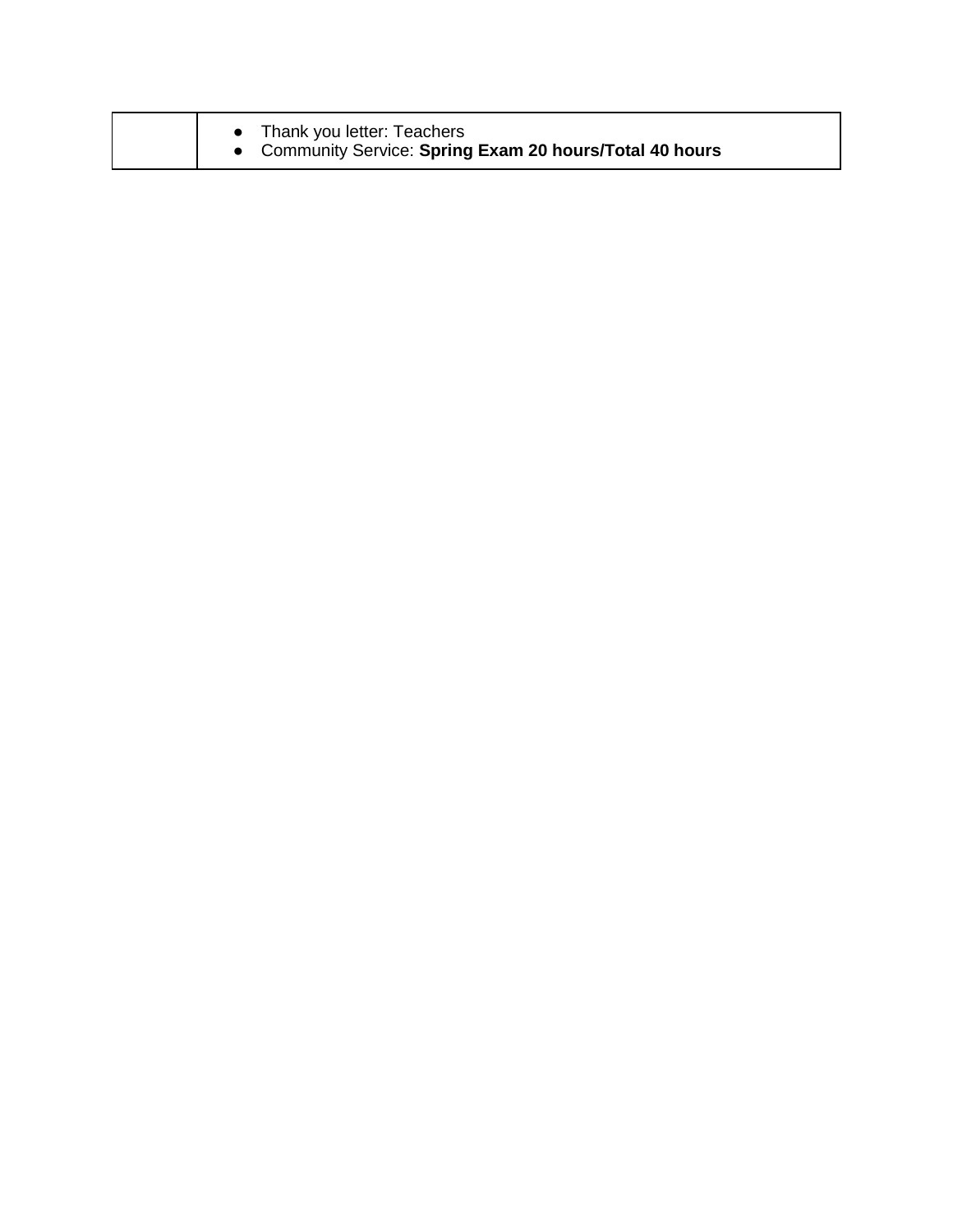| | |
|---|---|
| | • Thank you letter: Teachers<br>• Community Service: **Spring Exam 20 hours/Total 40 hours** |